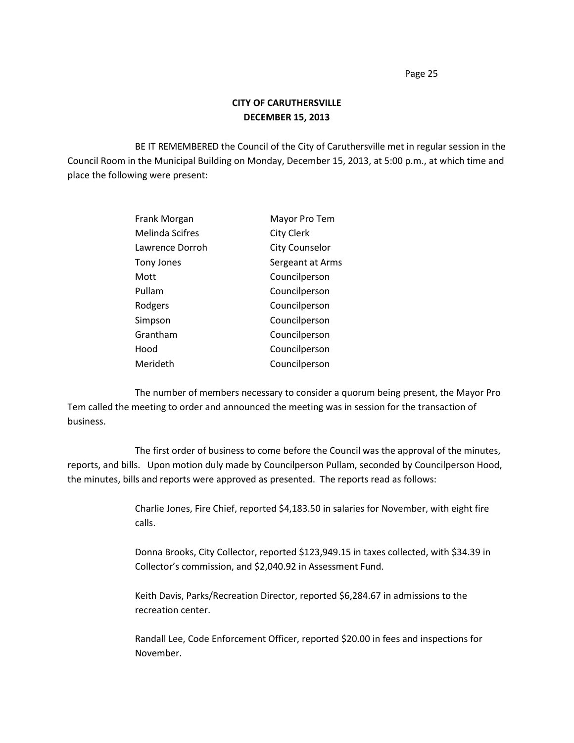**CITY OF CARUTHERSVILLE**
**DECEMBER 15, 2013**

BE IT REMEMBERED the Council of the City of Caruthersville met in regular session in the Council Room in the Municipal Building on Monday, December 15, 2013, at 5:00 p.m., at which time and place the following were present:

| | |
|---|---|
| Frank Morgan | Mayor Pro Tem |
| Melinda Scifres | City Clerk |
| Lawrence Dorroh | City Counselor |
| Tony Jones | Sergeant at Arms |
| Mott | Councilperson |
| Pullam | Councilperson |
| Rodgers | Councilperson |
| Simpson | Councilperson |
| Grantham | Councilperson |
| Hood | Councilperson |
| Merideth | Councilperson |

The number of members necessary to consider a quorum being present, the Mayor Pro Tem called the meeting to order and announced the meeting was in session for the transaction of business.

The first order of business to come before the Council was the approval of the minutes, reports, and bills. Upon motion duly made by Councilperson Pullam, seconded by Councilperson Hood, the minutes, bills and reports were approved as presented. The reports read as follows:

> Charlie Jones, Fire Chief, reported $4,183.50 in salaries for November, with eight fire calls.
>
> Donna Brooks, City Collector, reported $123,949.15 in taxes collected, with $34.39 in Collector's commission, and $2,040.92 in Assessment Fund.
>
> Keith Davis, Parks/Recreation Director, reported $6,284.67 in admissions to the recreation center.
>
> Randall Lee, Code Enforcement Officer, reported $20.00 in fees and inspections for November.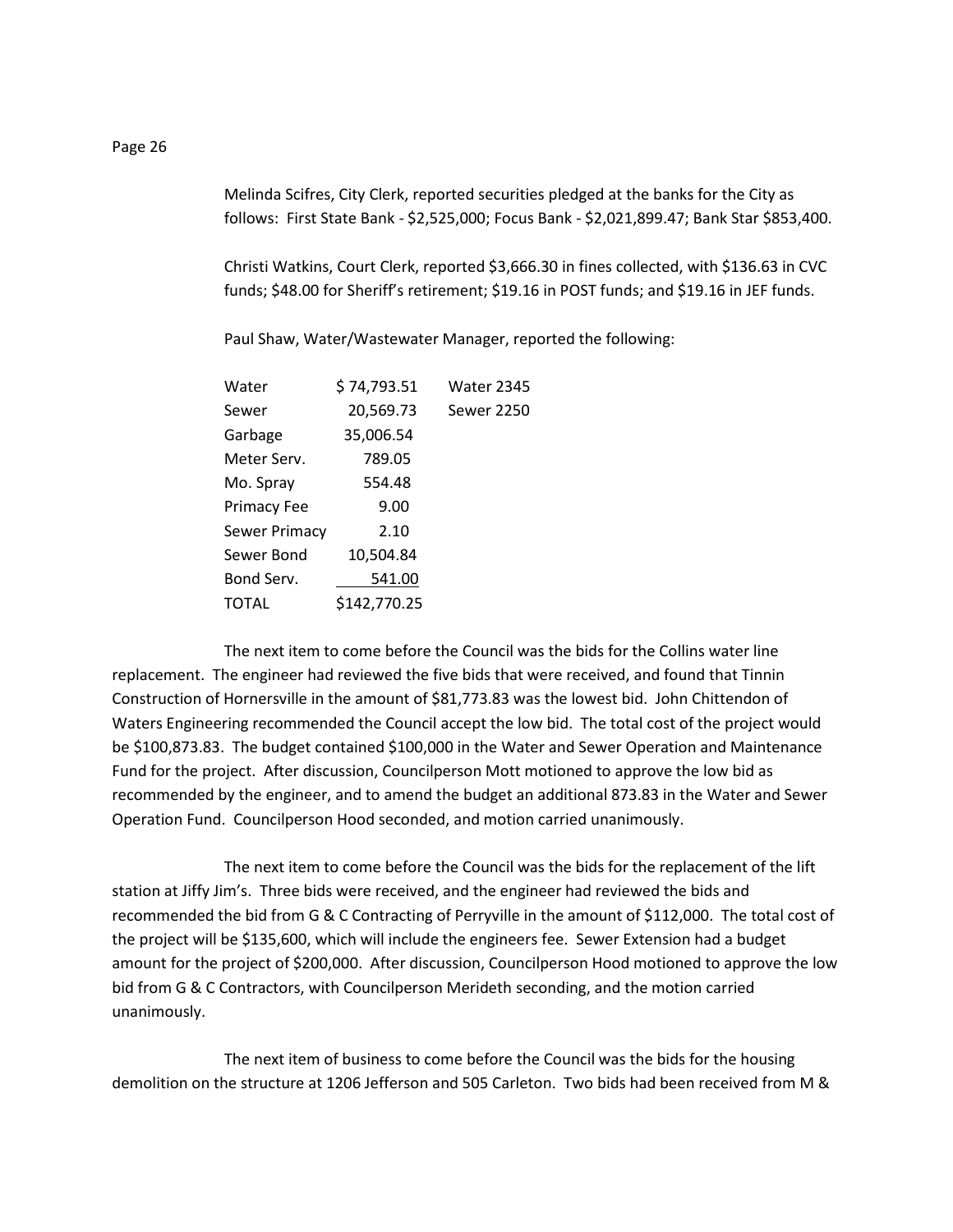Melinda Scifres, City Clerk, reported securities pledged at the banks for the City as follows: First State Bank - $2,525,000; Focus Bank - $2,021,899.47; Bank Star $853,400.

Christi Watkins, Court Clerk, reported $3,666.30 in fines collected, with $136.63 in CVC funds; $48.00 for Sheriff's retirement; $19.16 in POST funds; and $19.16 in JEF funds.

Paul Shaw, Water/Wastewater Manager, reported the following:

| | | |
|---|---|---|
| Water | $ 74,793.51 | Water 2345 |
| Sewer | 20,569.73 | Sewer 2250 |
| Garbage | 35,006.54 | |
| Meter Serv. | 789.05 | |
| Mo. Spray | 554.48 | |
| Primacy Fee | 9.00 | |
| Sewer Primacy | 2.10 | |
| Sewer Bond | 10,504.84 | |
| Bond Serv. | 541.00 | |
| TOTAL | $142,770.25 | |

The next item to come before the Council was the bids for the Collins water line replacement. The engineer had reviewed the five bids that were received, and found that Tinnin Construction of Hornersville in the amount of $81,773.83 was the lowest bid. John Chittendon of Waters Engineering recommended the Council accept the low bid. The total cost of the project would be $100,873.83. The budget contained $100,000 in the Water and Sewer Operation and Maintenance Fund for the project. After discussion, Councilperson Mott motioned to approve the low bid as recommended by the engineer, and to amend the budget an additional 873.83 in the Water and Sewer Operation Fund. Councilperson Hood seconded, and motion carried unanimously.

The next item to come before the Council was the bids for the replacement of the lift station at Jiffy Jim's. Three bids were received, and the engineer had reviewed the bids and recommended the bid from G & C Contracting of Perryville in the amount of $112,000. The total cost of the project will be $135,600, which will include the engineers fee. Sewer Extension had a budget amount for the project of $200,000. After discussion, Councilperson Hood motioned to approve the low bid from G & C Contractors, with Councilperson Merideth seconding, and the motion carried unanimously.

The next item of business to come before the Council was the bids for the housing demolition on the structure at 1206 Jefferson and 505 Carleton. Two bids had been received from M &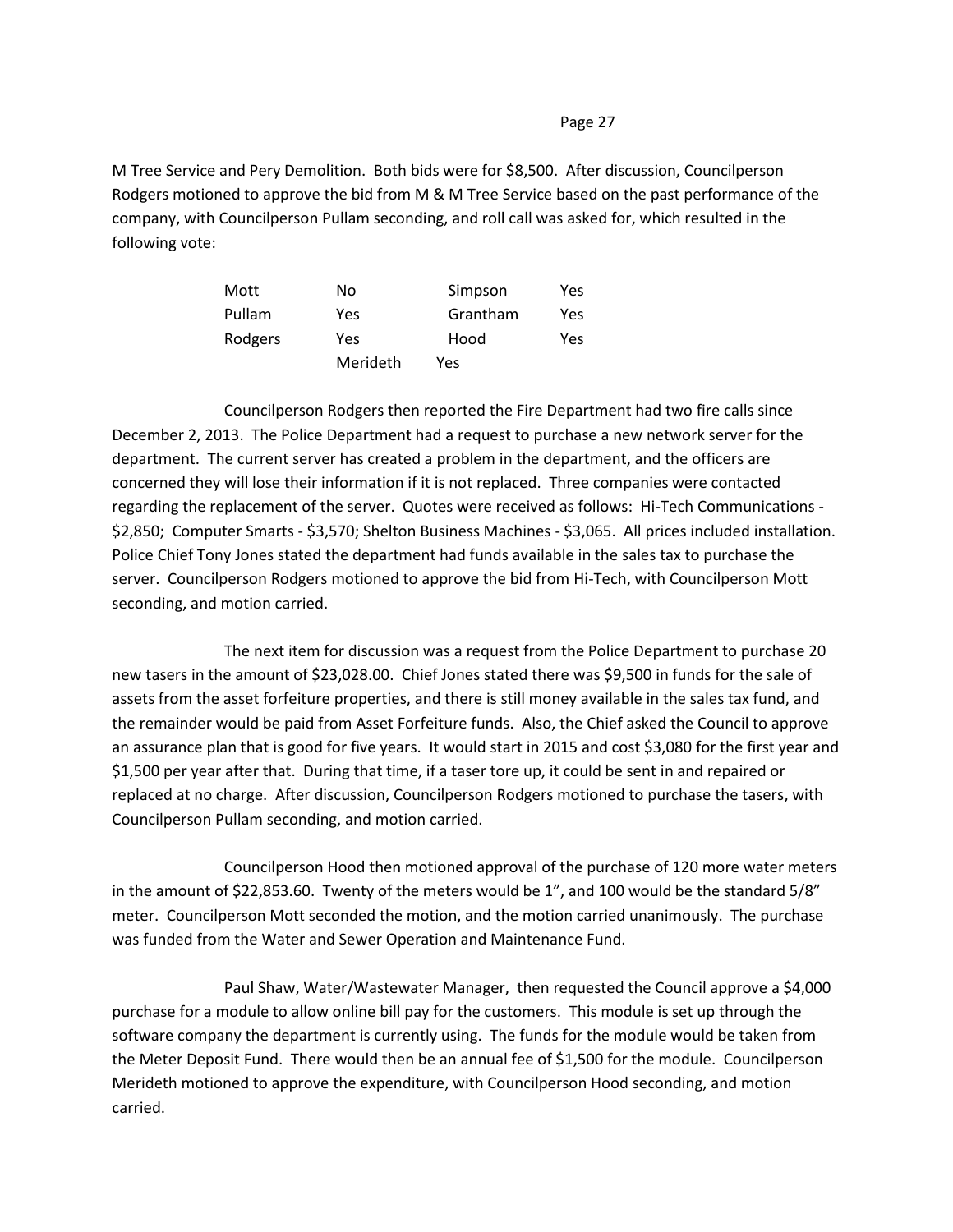M Tree Service and Pery Demolition. Both bids were for $8,500. After discussion, Councilperson Rodgers motioned to approve the bid from M & M Tree Service based on the past performance of the company, with Councilperson Pullam seconding, and roll call was asked for, which resulted in the following vote:

| | | | |
|---|---|---|---|
| Mott | No | Simpson | Yes |
| Pullam | Yes | Grantham | Yes |
| Rodgers | Yes | Hood | Yes |
| | Merideth | Yes | |

Councilperson Rodgers then reported the Fire Department had two fire calls since December 2, 2013. The Police Department had a request to purchase a new network server for the department. The current server has created a problem in the department, and the officers are concerned they will lose their information if it is not replaced. Three companies were contacted regarding the replacement of the server. Quotes were received as follows: Hi-Tech Communications - $2,850; Computer Smarts - $3,570; Shelton Business Machines - $3,065. All prices included installation. Police Chief Tony Jones stated the department had funds available in the sales tax to purchase the server. Councilperson Rodgers motioned to approve the bid from Hi-Tech, with Councilperson Mott seconding, and motion carried.

The next item for discussion was a request from the Police Department to purchase 20 new tasers in the amount of $23,028.00. Chief Jones stated there was $9,500 in funds for the sale of assets from the asset forfeiture properties, and there is still money available in the sales tax fund, and the remainder would be paid from Asset Forfeiture funds. Also, the Chief asked the Council to approve an assurance plan that is good for five years. It would start in 2015 and cost $3,080 for the first year and $1,500 per year after that. During that time, if a taser tore up, it could be sent in and repaired or replaced at no charge. After discussion, Councilperson Rodgers motioned to purchase the tasers, with Councilperson Pullam seconding, and motion carried.

Councilperson Hood then motioned approval of the purchase of 120 more water meters in the amount of $22,853.60. Twenty of the meters would be 1", and 100 would be the standard 5/8" meter. Councilperson Mott seconded the motion, and the motion carried unanimously. The purchase was funded from the Water and Sewer Operation and Maintenance Fund.

Paul Shaw, Water/Wastewater Manager, then requested the Council approve a $4,000 purchase for a module to allow online bill pay for the customers. This module is set up through the software company the department is currently using. The funds for the module would be taken from the Meter Deposit Fund. There would then be an annual fee of $1,500 for the module. Councilperson Merideth motioned to approve the expenditure, with Councilperson Hood seconding, and motion carried.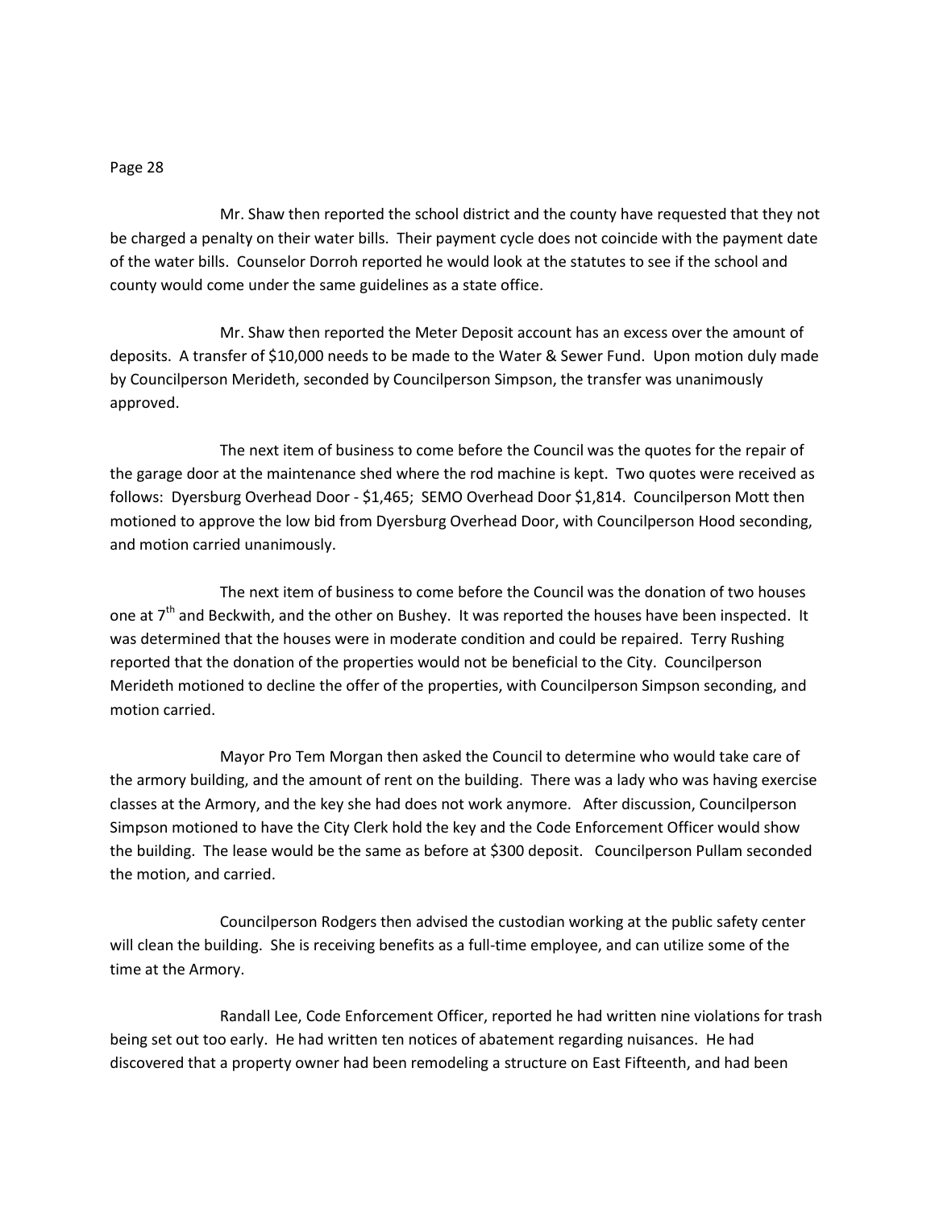Mr. Shaw then reported the school district and the county have requested that they not be charged a penalty on their water bills. Their payment cycle does not coincide with the payment date of the water bills. Counselor Dorroh reported he would look at the statutes to see if the school and county would come under the same guidelines as a state office.

Mr. Shaw then reported the Meter Deposit account has an excess over the amount of deposits. A transfer of $10,000 needs to be made to the Water & Sewer Fund. Upon motion duly made by Councilperson Merideth, seconded by Councilperson Simpson, the transfer was unanimously approved.

The next item of business to come before the Council was the quotes for the repair of the garage door at the maintenance shed where the rod machine is kept. Two quotes were received as follows: Dyersburg Overhead Door - $1,465; SEMO Overhead Door $1,814. Councilperson Mott then motioned to approve the low bid from Dyersburg Overhead Door, with Councilperson Hood seconding, and motion carried unanimously.

The next item of business to come before the Council was the donation of two houses one at 7th and Beckwith, and the other on Bushey. It was reported the houses have been inspected. It was determined that the houses were in moderate condition and could be repaired. Terry Rushing reported that the donation of the properties would not be beneficial to the City. Councilperson Merideth motioned to decline the offer of the properties, with Councilperson Simpson seconding, and motion carried.

Mayor Pro Tem Morgan then asked the Council to determine who would take care of the armory building, and the amount of rent on the building. There was a lady who was having exercise classes at the Armory, and the key she had does not work anymore. After discussion, Councilperson Simpson motioned to have the City Clerk hold the key and the Code Enforcement Officer would show the building. The lease would be the same as before at $300 deposit. Councilperson Pullam seconded the motion, and carried.

Councilperson Rodgers then advised the custodian working at the public safety center will clean the building. She is receiving benefits as a full-time employee, and can utilize some of the time at the Armory.

Randall Lee, Code Enforcement Officer, reported he had written nine violations for trash being set out too early. He had written ten notices of abatement regarding nuisances. He had discovered that a property owner had been remodeling a structure on East Fifteenth, and had been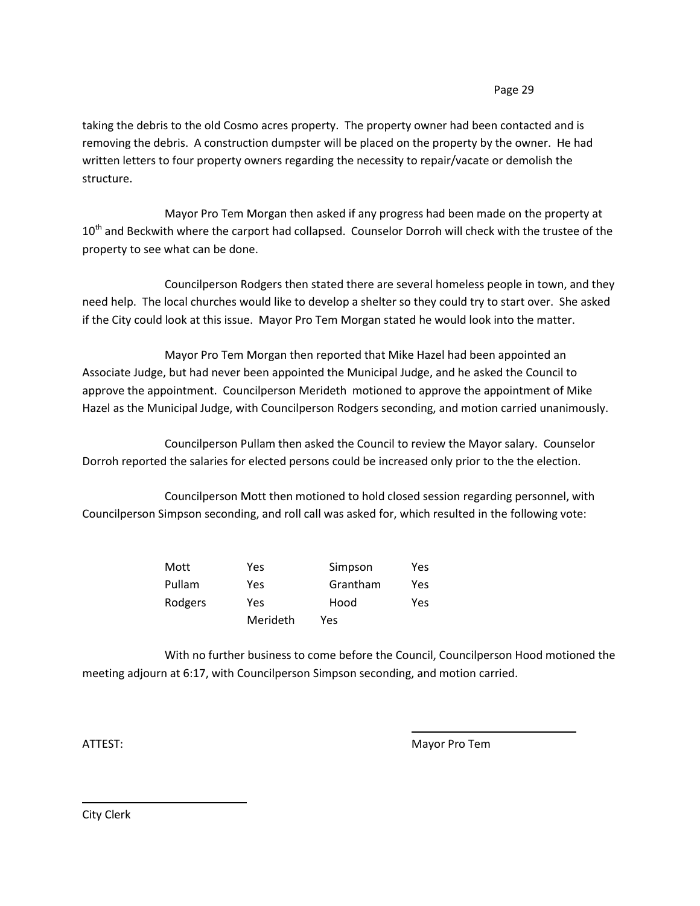taking the debris to the old Cosmo acres property. The property owner had been contacted and is removing the debris. A construction dumpster will be placed on the property by the owner. He had written letters to four property owners regarding the necessity to repair/vacate or demolish the structure.

Mayor Pro Tem Morgan then asked if any progress had been made on the property at 10th and Beckwith where the carport had collapsed. Counselor Dorroh will check with the trustee of the property to see what can be done.

Councilperson Rodgers then stated there are several homeless people in town, and they need help. The local churches would like to develop a shelter so they could try to start over. She asked if the City could look at this issue. Mayor Pro Tem Morgan stated he would look into the matter.

Mayor Pro Tem Morgan then reported that Mike Hazel had been appointed an Associate Judge, but had never been appointed the Municipal Judge, and he asked the Council to approve the appointment. Councilperson Merideth motioned to approve the appointment of Mike Hazel as the Municipal Judge, with Councilperson Rodgers seconding, and motion carried unanimously.

Councilperson Pullam then asked the Council to review the Mayor salary. Counselor Dorroh reported the salaries for elected persons could be increased only prior to the the election.

Councilperson Mott then motioned to hold closed session regarding personnel, with Councilperson Simpson seconding, and roll call was asked for, which resulted in the following vote:

| | | | |
|---|---|---|---|
| Mott | Yes | Simpson | Yes |
| Pullam | Yes | Grantham | Yes |
| Rodgers | Yes | Hood | Yes |
| | Merideth | Yes | |

With no further business to come before the Council, Councilperson Hood motioned the meeting adjourn at 6:17, with Councilperson Simpson seconding, and motion carried.

ATTEST:

Mayor Pro Tem

City Clerk